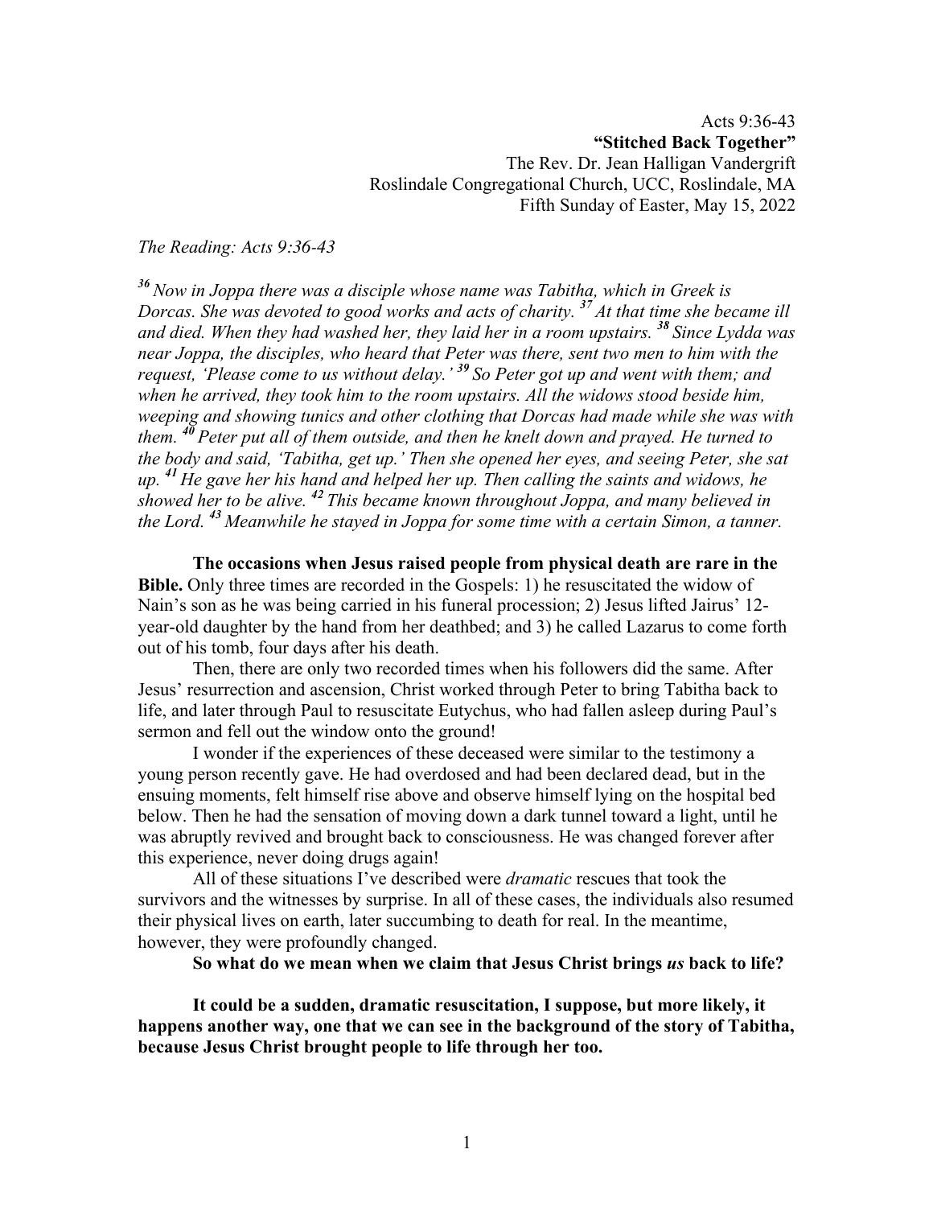Acts 9:36-43

**"Stitched Back Together"**

The Rev. Dr. Jean Halligan Vandergrift

Roslindale Congregational Church, UCC, Roslindale, MA

Fifth Sunday of Easter, May 15, 2022

*The Reading: Acts 9:36-43*

***36*** *Now in Joppa there was a disciple whose name was Tabitha, which in Greek is Dorcas. She was devoted to good works and acts of charity.* ***37*** *At that time she became ill and died. When they had washed her, they laid her in a room upstairs.* ***38*** *Since Lydda was near Joppa, the disciples, who heard that Peter was there, sent two men to him with the request, 'Please come to us without delay.'* ***39*** *So Peter got up and went with them; and when he arrived, they took him to the room upstairs. All the widows stood beside him, weeping and showing tunics and other clothing that Dorcas had made while she was with them.* ***40*** *Peter put all of them outside, and then he knelt down and prayed. He turned to the body and said, 'Tabitha, get up.' Then she opened her eyes, and seeing Peter, she sat up.* ***41*** *He gave her his hand and helped her up. Then calling the saints and widows, he showed her to be alive.* ***42*** *This became known throughout Joppa, and many believed in the Lord.* ***43*** *Meanwhile he stayed in Joppa for some time with a certain Simon, a tanner.*

**The occasions when Jesus raised people from physical death are rare in the Bible.** Only three times are recorded in the Gospels: 1) he resuscitated the widow of Nain's son as he was being carried in his funeral procession; 2) Jesus lifted Jairus' 12-year-old daughter by the hand from her deathbed; and 3) he called Lazarus to come forth out of his tomb, four days after his death.

Then, there are only two recorded times when his followers did the same. After Jesus' resurrection and ascension, Christ worked through Peter to bring Tabitha back to life, and later through Paul to resuscitate Eutychus, who had fallen asleep during Paul's sermon and fell out the window onto the ground!

I wonder if the experiences of these deceased were similar to the testimony a young person recently gave. He had overdosed and had been declared dead, but in the ensuing moments, felt himself rise above and observe himself lying on the hospital bed below. Then he had the sensation of moving down a dark tunnel toward a light, until he was abruptly revived and brought back to consciousness. He was changed forever after this experience, never doing drugs again!

All of these situations I've described were *dramatic* rescues that took the survivors and the witnesses by surprise. In all of these cases, the individuals also resumed their physical lives on earth, later succumbing to death for real. In the meantime, however, they were profoundly changed.

**So what do we mean when we claim that Jesus Christ brings *us* back to life?**

**It could be a sudden, dramatic resuscitation, I suppose, but more likely, it happens another way, one that we can see in the background of the story of Tabitha, because Jesus Christ brought people to life through her too.**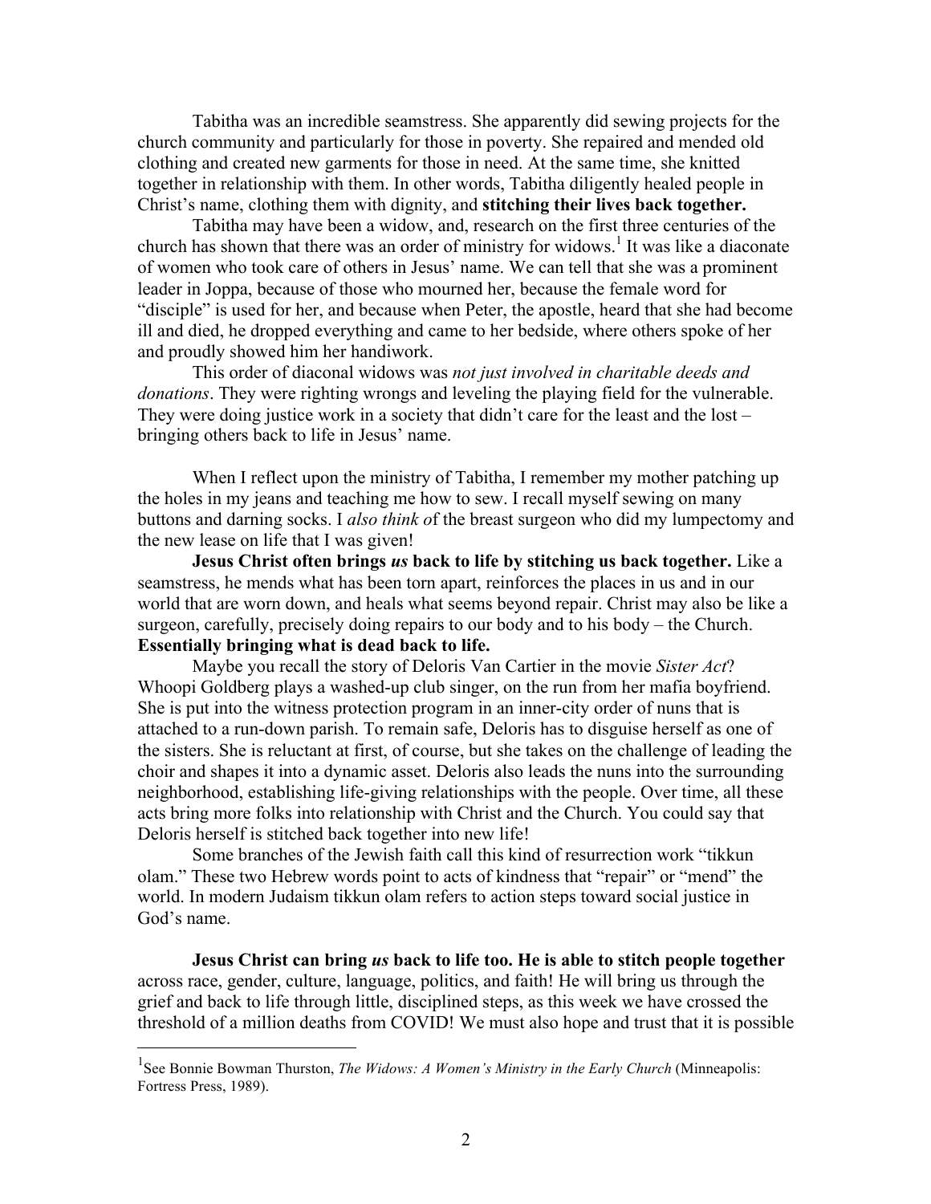Tabitha was an incredible seamstress. She apparently did sewing projects for the church community and particularly for those in poverty. She repaired and mended old clothing and created new garments for those in need. At the same time, she knitted together in relationship with them. In other words, Tabitha diligently healed people in Christ's name, clothing them with dignity, and **stitching their lives back together.**

Tabitha may have been a widow, and, research on the first three centuries of the church has shown that there was an order of ministry for widows.[1] It was like a diaconate of women who took care of others in Jesus' name. We can tell that she was a prominent leader in Joppa, because of those who mourned her, because the female word for "disciple" is used for her, and because when Peter, the apostle, heard that she had become ill and died, he dropped everything and came to her bedside, where others spoke of her and proudly showed him her handiwork.

This order of diaconal widows was *not just involved in charitable deeds and donations*. They were righting wrongs and leveling the playing field for the vulnerable. They were doing justice work in a society that didn't care for the least and the lost – bringing others back to life in Jesus' name.

When I reflect upon the ministry of Tabitha, I remember my mother patching up the holes in my jeans and teaching me how to sew. I recall myself sewing on many buttons and darning socks. I *also think o*f the breast surgeon who did my lumpectomy and the new lease on life that I was given!

**Jesus Christ often brings *us* back to life by stitching us back together.** Like a seamstress, he mends what has been torn apart, reinforces the places in us and in our world that are worn down, and heals what seems beyond repair. Christ may also be like a surgeon, carefully, precisely doing repairs to our body and to his body – the Church. **Essentially bringing what is dead back to life.**

Maybe you recall the story of Deloris Van Cartier in the movie *Sister Act*? Whoopi Goldberg plays a washed-up club singer, on the run from her mafia boyfriend. She is put into the witness protection program in an inner-city order of nuns that is attached to a run-down parish. To remain safe, Deloris has to disguise herself as one of the sisters. She is reluctant at first, of course, but she takes on the challenge of leading the choir and shapes it into a dynamic asset. Deloris also leads the nuns into the surrounding neighborhood, establishing life-giving relationships with the people. Over time, all these acts bring more folks into relationship with Christ and the Church. You could say that Deloris herself is stitched back together into new life!

Some branches of the Jewish faith call this kind of resurrection work "tikkun olam." These two Hebrew words point to acts of kindness that "repair" or "mend" the world. In modern Judaism tikkun olam refers to action steps toward social justice in God's name.

**Jesus Christ can bring *us* back to life too. He is able to stitch people together** across race, gender, culture, language, politics, and faith! He will bring us through the grief and back to life through little, disciplined steps, as this week we have crossed the threshold of a million deaths from COVID! We must also hope and trust that it is possible

---

[1] See Bonnie Bowman Thurston, *The Widows: A Women's Ministry in the Early Church* (Minneapolis: Fortress Press, 1989).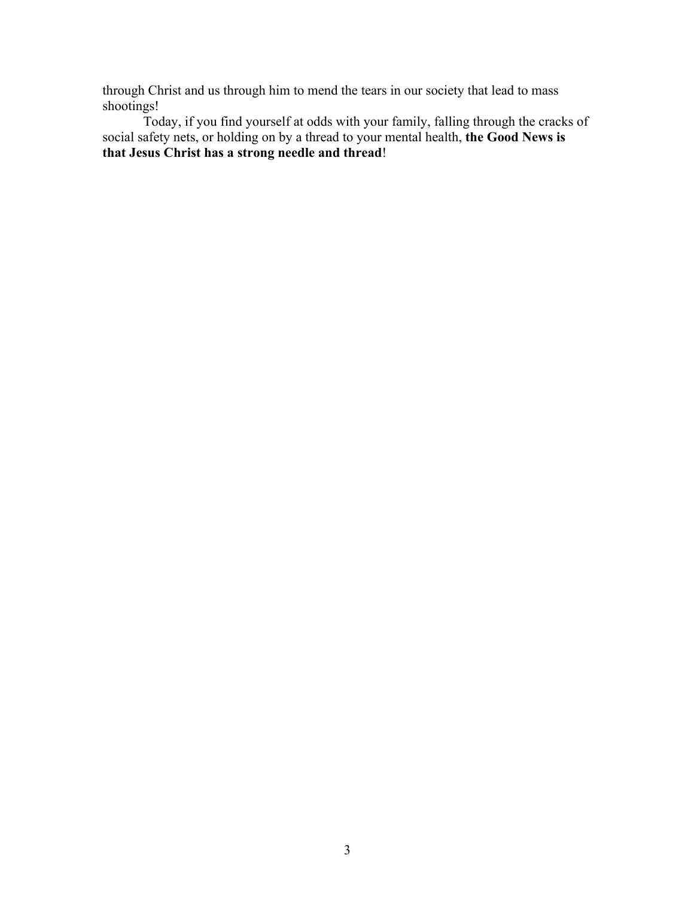through Christ and us through him to mend the tears in our society that lead to mass shootings!

Today, if you find yourself at odds with your family, falling through the cracks of social safety nets, or holding on by a thread to your mental health, **the Good News is that Jesus Christ has a strong needle and thread**!